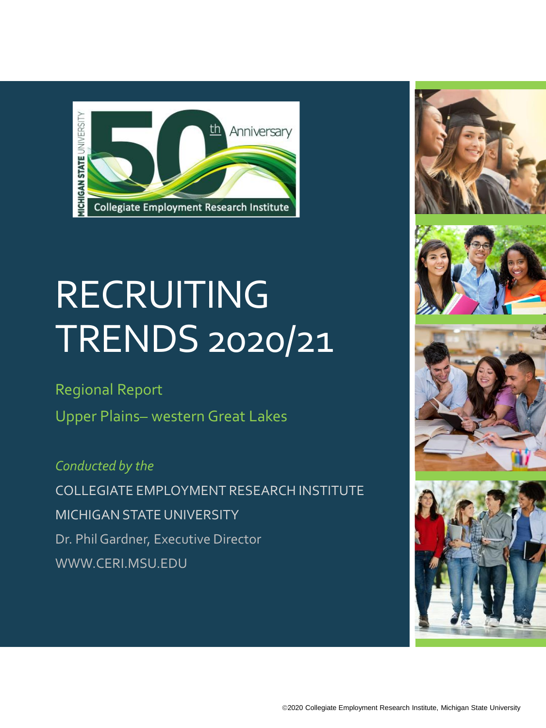# RECRUITING TRENDS 2020/21

## Regional Report

## Upper Plains– western Great Lakes

*Conducted by the*

COLLEGIATE EMPLOYMENT RESEARCH INSTITUTE

MICHIGAN STATE UNIVERSITY

Dr. Phil Gardner, Executive Director

WWW.CERI.MSU.EDU

©2020 Collegiate Employment Research Institute, Michigan State University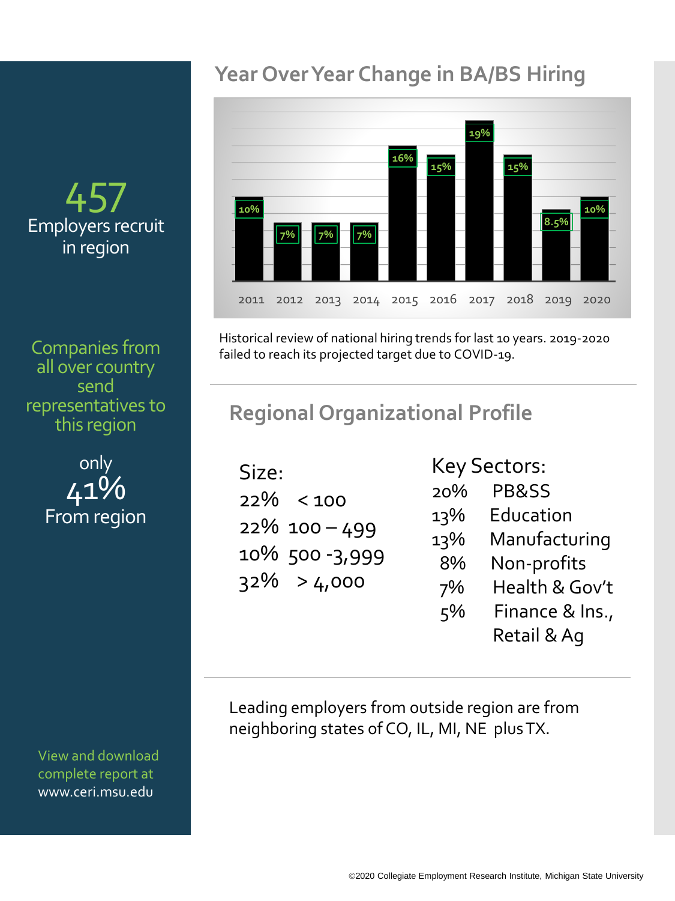457
Employers recruit in region

Companies from all over country send representatives to this region

only
41%
From region

View and download complete report at www.ceri.msu.edu

## Year Over Year Change in BA/BS Hiring

| Year | Change |
|---|---|
| 2011 | 10% |
| 2012 | 7% |
| 2013 | 7% |
| 2014 | 7% |
| 2015 | 16% |
| 2016 | 15% |
| 2017 | 19% |
| 2018 | 15% |
| 2019 | 8.5% |
| 2020 | 10% |

Historical review of national hiring trends for last 10 years. 2019-2020 failed to reach its projected target due to COVID-19.

## Regional Organizational Profile

**Size:**

- 22% < 100
- 22% 100 – 499
- 10% 500 -3,999
- 32% > 4,000

**Key Sectors:**

- 20% PB&SS
- 13% Education
- 13% Manufacturing
- 8% Non-profits
- 7% Health & Gov't
- 5% Finance & Ins., Retail & Ag

Leading employers from outside region are from neighboring states of CO, IL, MI, NE plus TX.

©2020 Collegiate Employment Research Institute, Michigan State University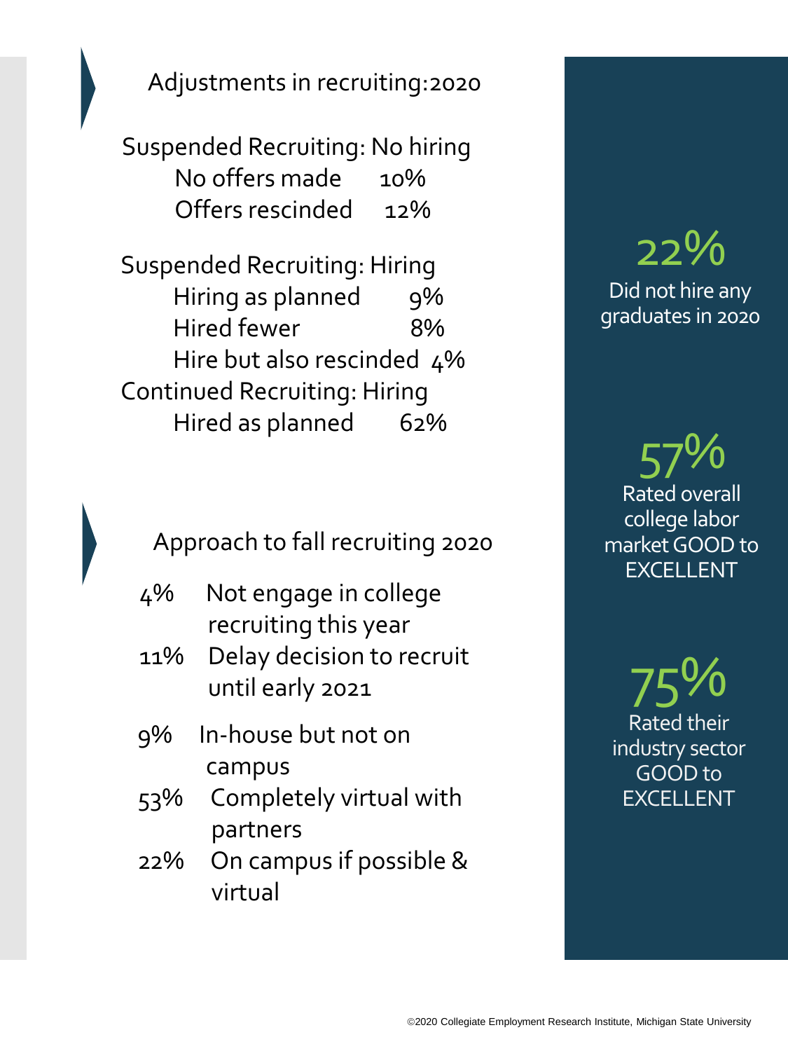## Adjustments in recruiting:2020

**Suspended Recruiting: No hiring**

| | |
|---|---|
| No offers made | 10% |
| Offers rescinded | 12% |

**Suspended Recruiting: Hiring**

| | |
|---|---|
| Hiring as planned | 9% |
| Hired fewer | 8% |
| Hire but also rescinded | 4% |

**Continued Recruiting: Hiring**

| | |
|---|---|
| Hired as planned | 62% |

## Approach to fall recruiting 2020

- 4% Not engage in college recruiting this year
- 11% Delay decision to recruit until early 2021
- 9% In-house but not on campus
- 53% Completely virtual with partners
- 22% On campus if possible & virtual

**22%** Did not hire any graduates in 2020

**57%** Rated overall college labor market GOOD to EXCELLENT

**75%** Rated their industry sector GOOD to EXCELLENT

©2020 Collegiate Employment Research Institute, Michigan State University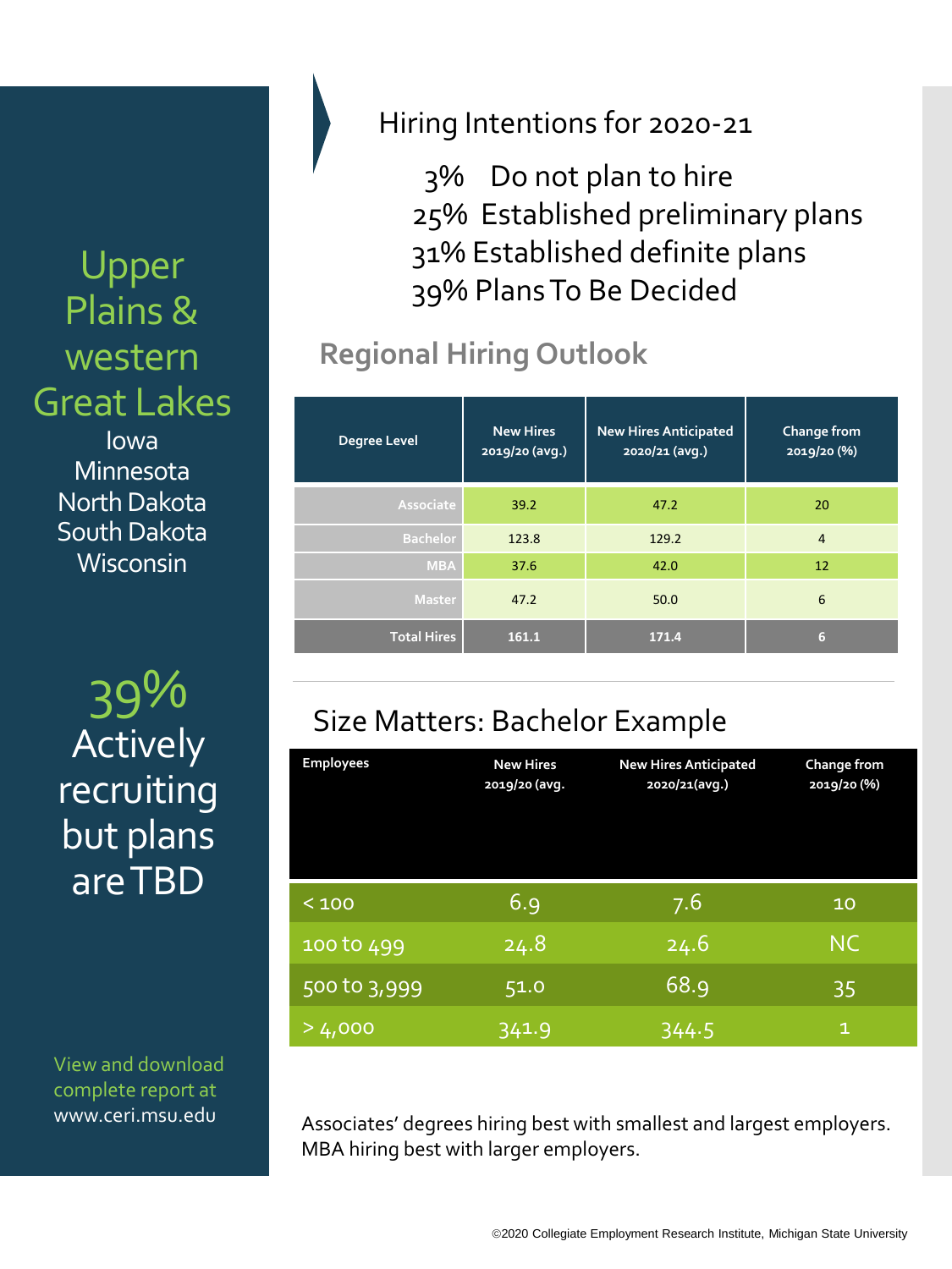# Upper Plains & western Great Lakes

Iowa
Minnesota
North Dakota
South Dakota
Wisconsin

## Hiring Intentions for 2020-21

3% Do not plan to hire
25% Established preliminary plans
31% Established definite plans
39% Plans To Be Decided

## Regional Hiring Outlook

| Degree Level | New Hires 2019/20 (avg.) | New Hires Anticipated 2020/21 (avg.) | Change from 2019/20 (%) |
|---|---|---|---|
| Associate | 39.2 | 47.2 | 20 |
| Bachelor | 123.8 | 129.2 | 4 |
| MBA | 37.6 | 42.0 | 12 |
| Master | 47.2 | 50.0 | 6 |
| **Total Hires** | **161.1** | **171.4** | **6** |

**39%** Actively recruiting but plans are TBD

## Size Matters: Bachelor Example

| Employees | New Hires 2019/20 (avg. | New Hires Anticipated 2020/21(avg.) | Change from 2019/20 (%) |
|---|---|---|---|
| < 100 | 6.9 | 7.6 | 10 |
| 100 to 499 | 24.8 | 24.6 | NC |
| 500 to 3,999 | 51.0 | 68.9 | 35 |
| > 4,000 | 341.9 | 344.5 | 1 |

Associates' degrees hiring best with smallest and largest employers. MBA hiring best with larger employers.

View and download complete report at www.ceri.msu.edu

©2020 Collegiate Employment Research Institute, Michigan State University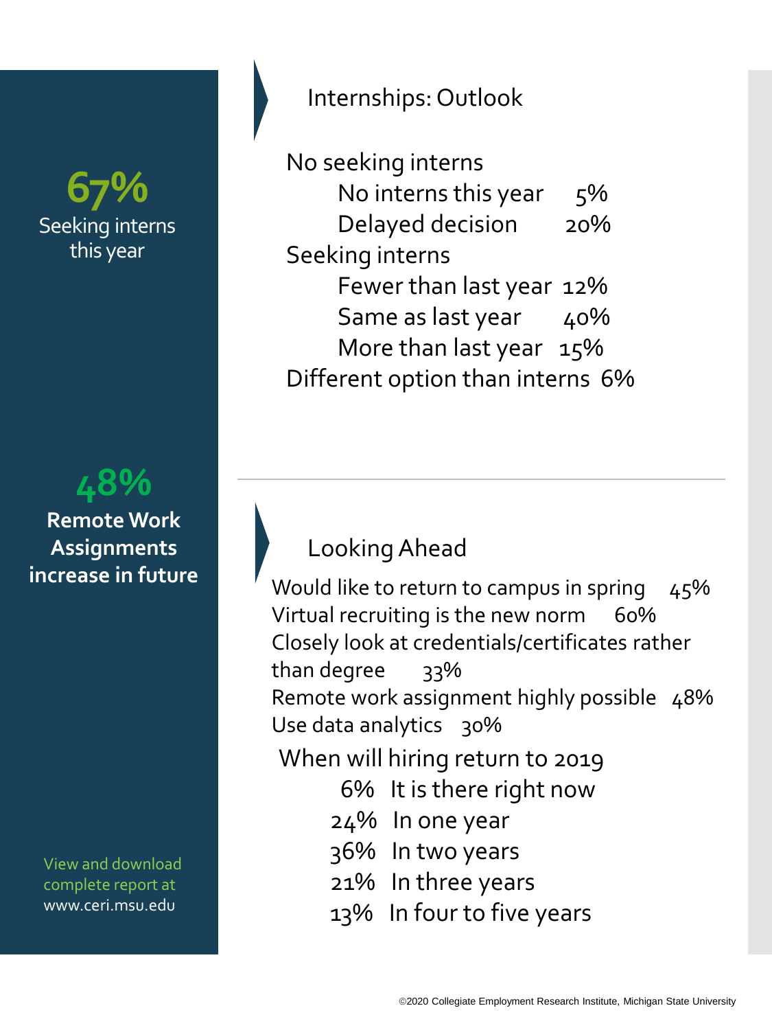**67%**
Seeking interns this year

**48%**
**Remote Work Assignments increase in future**

View and download complete report at www.ceri.msu.edu

## Internships: Outlook

No seeking interns

- No interns this year 5%
- Delayed decision 20%

Seeking interns

- Fewer than last year 12%
- Same as last year 40%
- More than last year 15%

Different option than interns 6%

## Looking Ahead

Would like to return to campus in spring 45%
Virtual recruiting is the new norm 60%
Closely look at credentials/certificates rather than degree 33%
Remote work assignment highly possible 48%
Use data analytics 30%

When will hiring return to 2019

- 6% It is there right now
- 24% In one year
- 36% In two years
- 21% In three years
- 13% In four to five years

©2020 Collegiate Employment Research Institute, Michigan State University